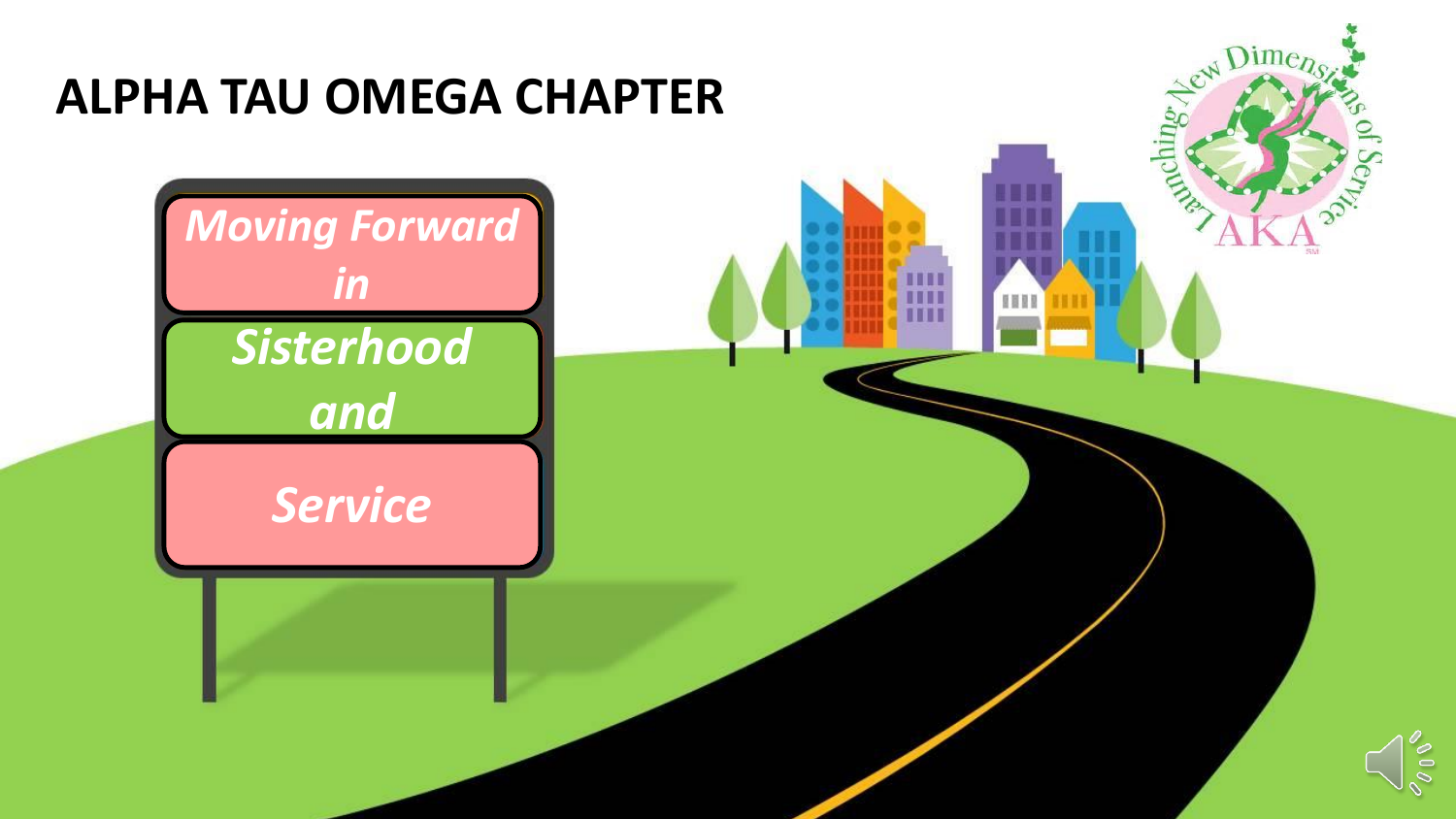# ALPHA TAU OMEGA CHAPTER

*Moving Forward in*

*Sisterhood and*

*Service*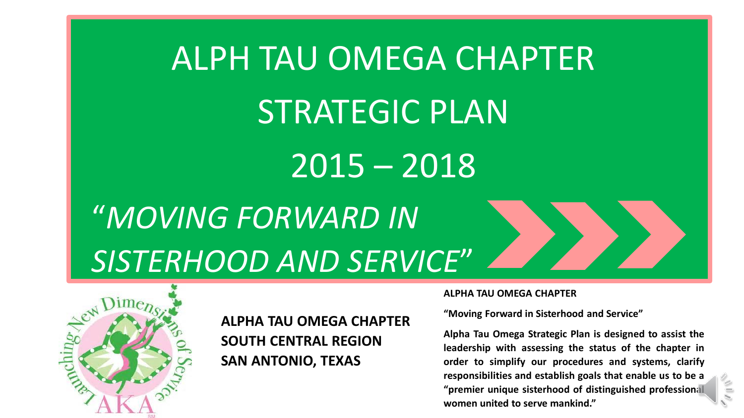# ALPH TAU OMEGA CHAPTER STRATEGIC PLAN 2015 – 2018

*"MOVING FORWARD IN SISTERHOOD AND SERVICE"*

**ALPHA TAU OMEGA CHAPTER**
**SOUTH CENTRAL REGION**
**SAN ANTONIO, TEXAS**

**ALPHA TAU OMEGA CHAPTER**

**"Moving Forward in Sisterhood and Service"**

**Alpha Tau Omega Strategic Plan is designed to assist the leadership with assessing the status of the chapter in order to simplify our procedures and systems, clarify responsibilities and establish goals that enable us to be a "premier unique sisterhood of distinguished professional women united to serve mankind."**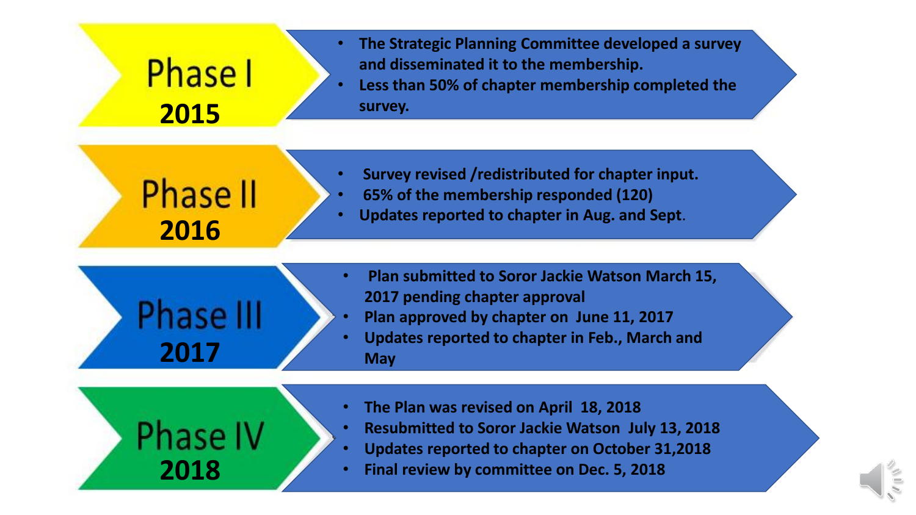## Phase I
### 2015

- The Strategic Planning Committee developed a survey and disseminated it to the membership.
- Less than 50% of chapter membership completed the survey.

## Phase II
### 2016

- Survey revised /redistributed for chapter input.
- 65% of the membership responded (120)
- Updates reported to chapter in Aug. and Sept.

## Phase III
### 2017

- Plan submitted to Soror Jackie Watson March 15, 2017 pending chapter approval
- Plan approved by chapter on June 11, 2017
- Updates reported to chapter in Feb., March and May

## Phase IV
### 2018

- The Plan was revised on April 18, 2018
- Resubmitted to Soror Jackie Watson July 13, 2018
- Updates reported to chapter on October 31,2018
- Final review by committee on Dec. 5, 2018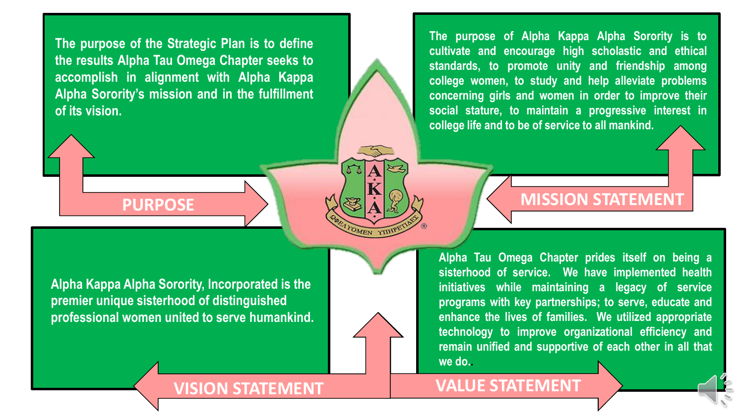## PURPOSE

The purpose of the Strategic Plan is to define the results Alpha Tau Omega Chapter seeks to accomplish in alignment with Alpha Kappa Alpha Sorority's mission and in the fulfillment of its vision.

## MISSION STATEMENT

The purpose of Alpha Kappa Alpha Sorority is to cultivate and encourage high scholastic and ethical standards, to promote unity and friendship among college women, to study and help alleviate problems concerning girls and women in order to improve their social stature, to maintain a progressive interest in college life and to be of service to all mankind.

## VISION STATEMENT

Alpha Kappa Alpha Sorority, Incorporated is the premier unique sisterhood of distinguished professional women united to serve humankind.

## VALUE STATEMENT

Alpha Tau Omega Chapter prides itself on being a sisterhood of service. We have implemented health initiatives while maintaining a legacy of service programs with key partnerships; to serve, educate and enhance the lives of families. We utilized appropriate technology to improve organizational efficiency and remain unified and supportive of each other in all that we do..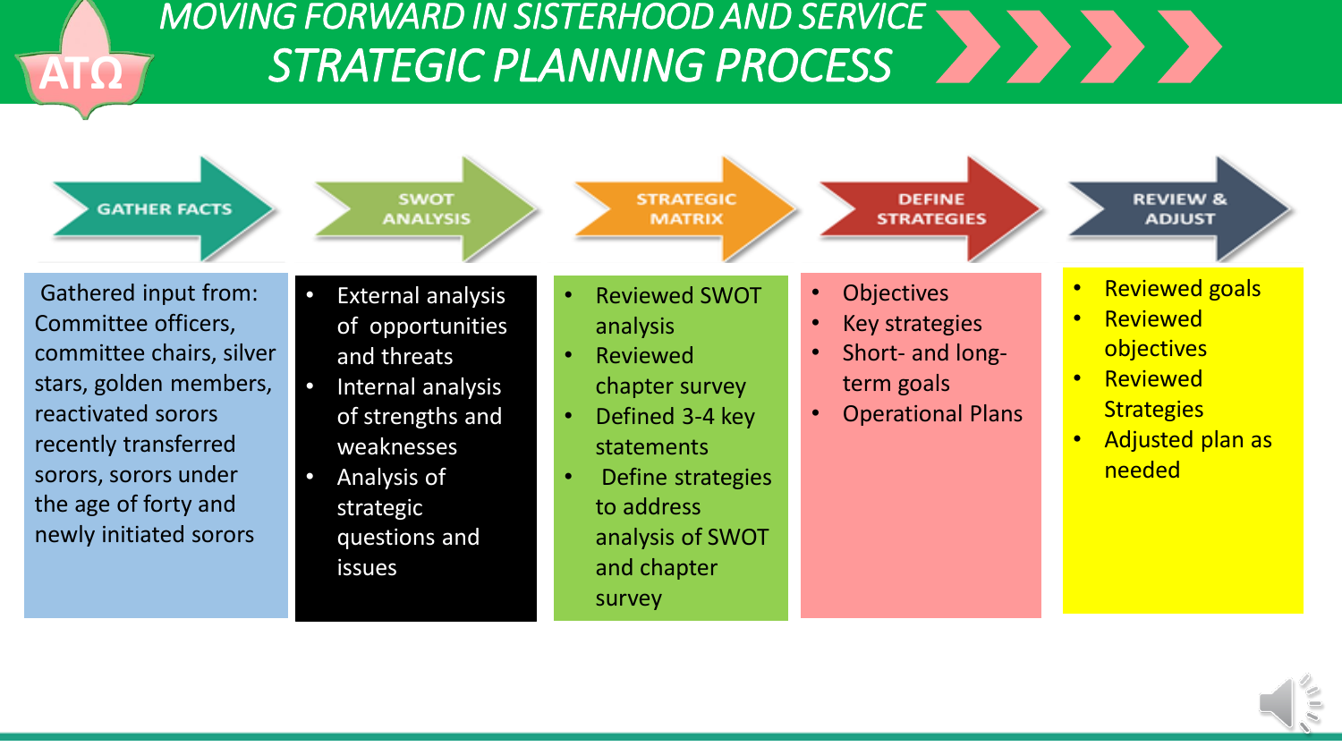# MOVING FORWARD IN SISTERHOOD AND SERVICE

## STRATEGIC PLANNING PROCESS

### GATHER FACTS

Gathered input from: Committee officers, committee chairs, silver stars, golden members, reactivated sorors recently transferred sorors, sorors under the age of forty and newly initiated sorors

### SWOT ANALYSIS

- External analysis of opportunities and threats
- Internal analysis of strengths and weaknesses
- Analysis of strategic questions and issues

### STRATEGIC MATRIX

- Reviewed SWOT analysis
- Reviewed chapter survey
- Defined 3-4 key statements
- Define strategies to address analysis of SWOT and chapter survey

### DEFINE STRATEGIES

- Objectives
- Key strategies
- Short- and long-term goals
- Operational Plans

### REVIEW & ADJUST

- Reviewed goals
- Reviewed objectives
- Reviewed Strategies
- Adjusted plan as needed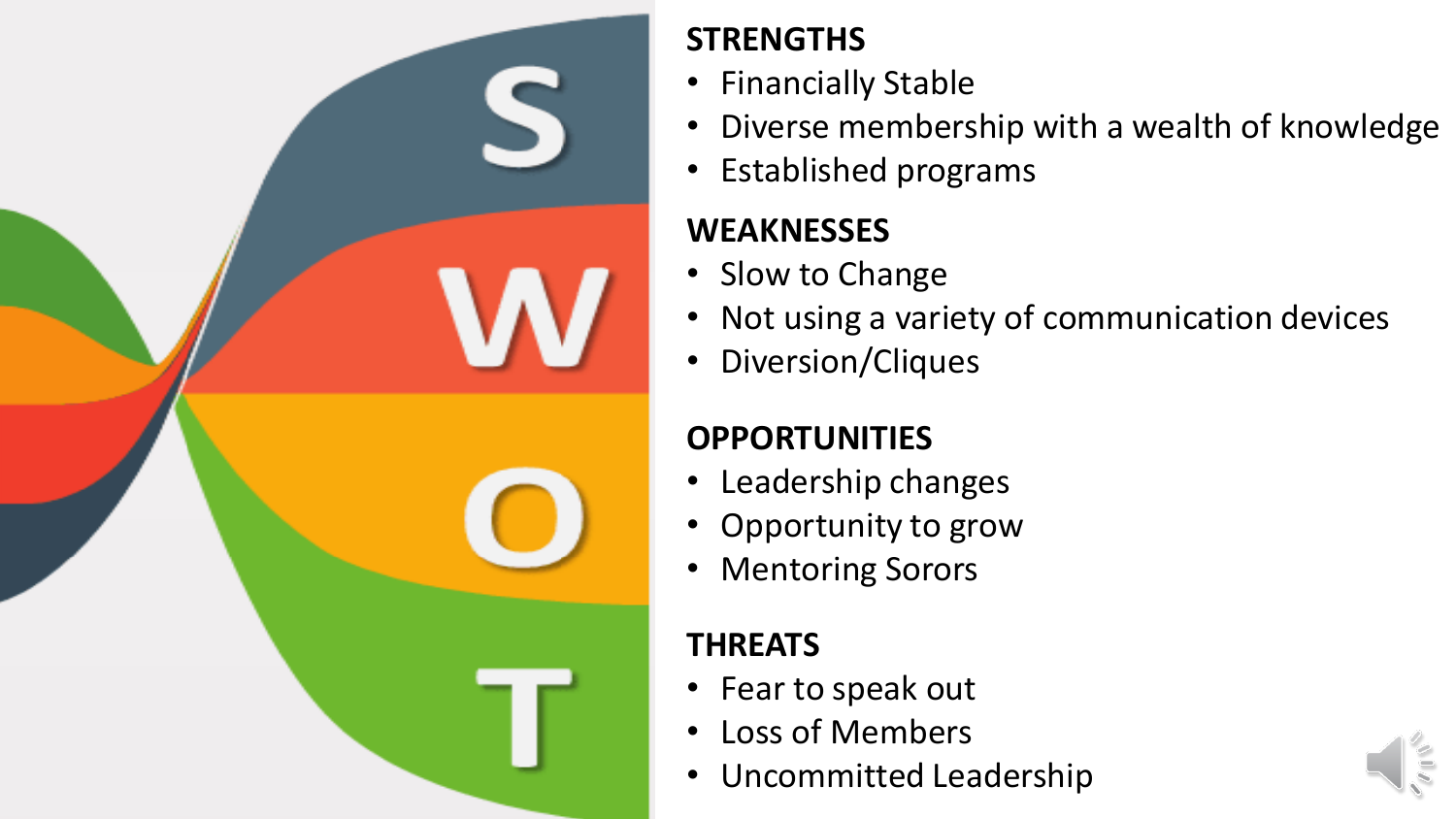## STRENGTHS

- Financially Stable
- Diverse membership with a wealth of knowledge
- Established programs

## WEAKNESSES

- Slow to Change
- Not using a variety of communication devices
- Diversion/Cliques

## OPPORTUNITIES

- Leadership changes
- Opportunity to grow
- Mentoring Sorors

## THREATS

- Fear to speak out
- Loss of Members
- Uncommitted Leadership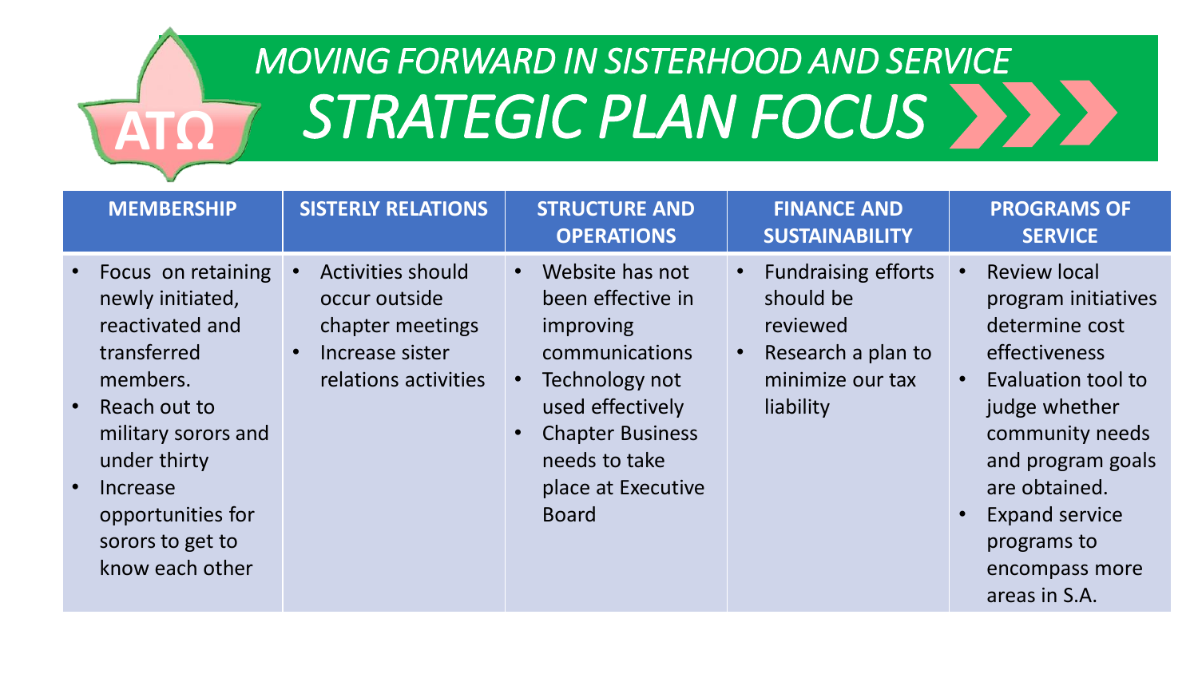ΑΤΩ

# *MOVING FORWARD IN SISTERHOOD AND SERVICE*

# *STRATEGIC PLAN FOCUS*

| MEMBERSHIP | SISTERLY RELATIONS | STRUCTURE AND OPERATIONS | FINANCE AND SUSTAINABILITY | PROGRAMS OF SERVICE |
|---|---|---|---|---|
| • Focus on retaining newly initiated, reactivated and transferred members.<br>• Reach out to military sorors and under thirty<br>• Increase opportunities for sorors to get to know each other | • Activities should occur outside chapter meetings<br>• Increase sister relations activities | • Website has not been effective in improving communications<br>• Technology not used effectively<br>• Chapter Business needs to take place at Executive Board | • Fundraising efforts should be reviewed<br>• Research a plan to minimize our tax liability | • Review local program initiatives determine cost effectiveness<br>• Evaluation tool to judge whether community needs and program goals are obtained.<br>• Expand service programs to encompass more areas in S.A. |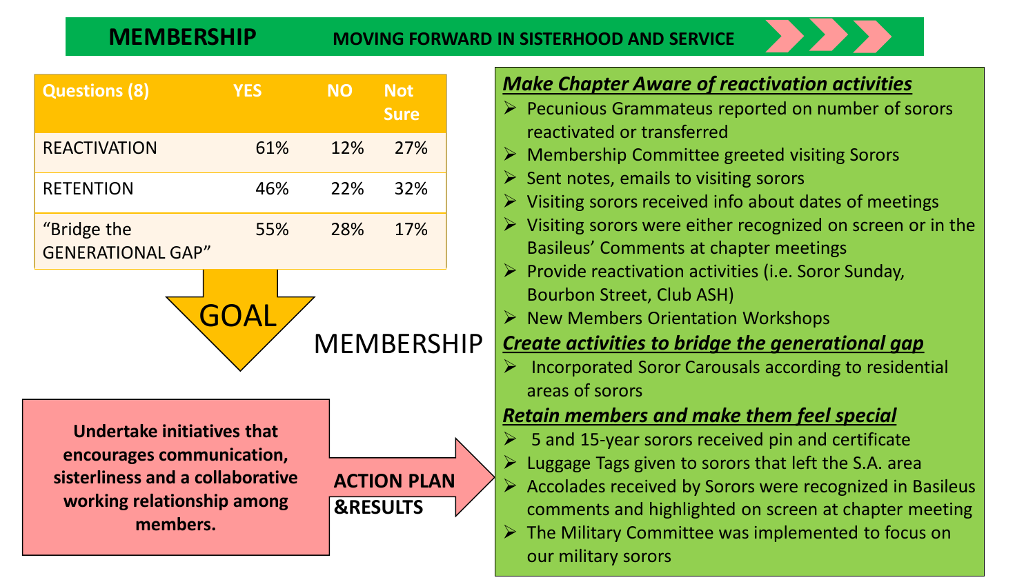## MEMBERSHIP — MOVING FORWARD IN SISTERHOOD AND SERVICE

| Questions (8) | YES | NO | Not Sure |
|---|---|---|---|
| REACTIVATION | 61% | 12% | 27% |
| RETENTION | 46% | 22% | 32% |
| "Bridge the GENERATIONAL GAP" | 55% | 28% | 17% |

### GOAL

MEMBERSHIP

**Undertake initiatives that encourages communication, sisterliness and a collaborative working relationship among members.**

### ACTION PLAN &RESULTS

***Make Chapter Aware of reactivation activities***

- Pecunious Grammateus reported on number of sorors reactivated or transferred
- Membership Committee greeted visiting Sorors
- Sent notes, emails to visiting sorors
- Visiting sorors received info about dates of meetings
- Visiting sorors were either recognized on screen or in the Basileus' Comments at chapter meetings
- Provide reactivation activities (i.e. Soror Sunday, Bourbon Street, Club ASH)
- New Members Orientation Workshops

***Create activities to bridge the generational gap***

- Incorporated Soror Carousals according to residential areas of sorors

***Retain members and make them feel special***

- 5 and 15-year sorors received pin and certificate
- Luggage Tags given to sorors that left the S.A. area
- Accolades received by Sorors were recognized in Basileus comments and highlighted on screen at chapter meeting
- The Military Committee was implemented to focus on our military sorors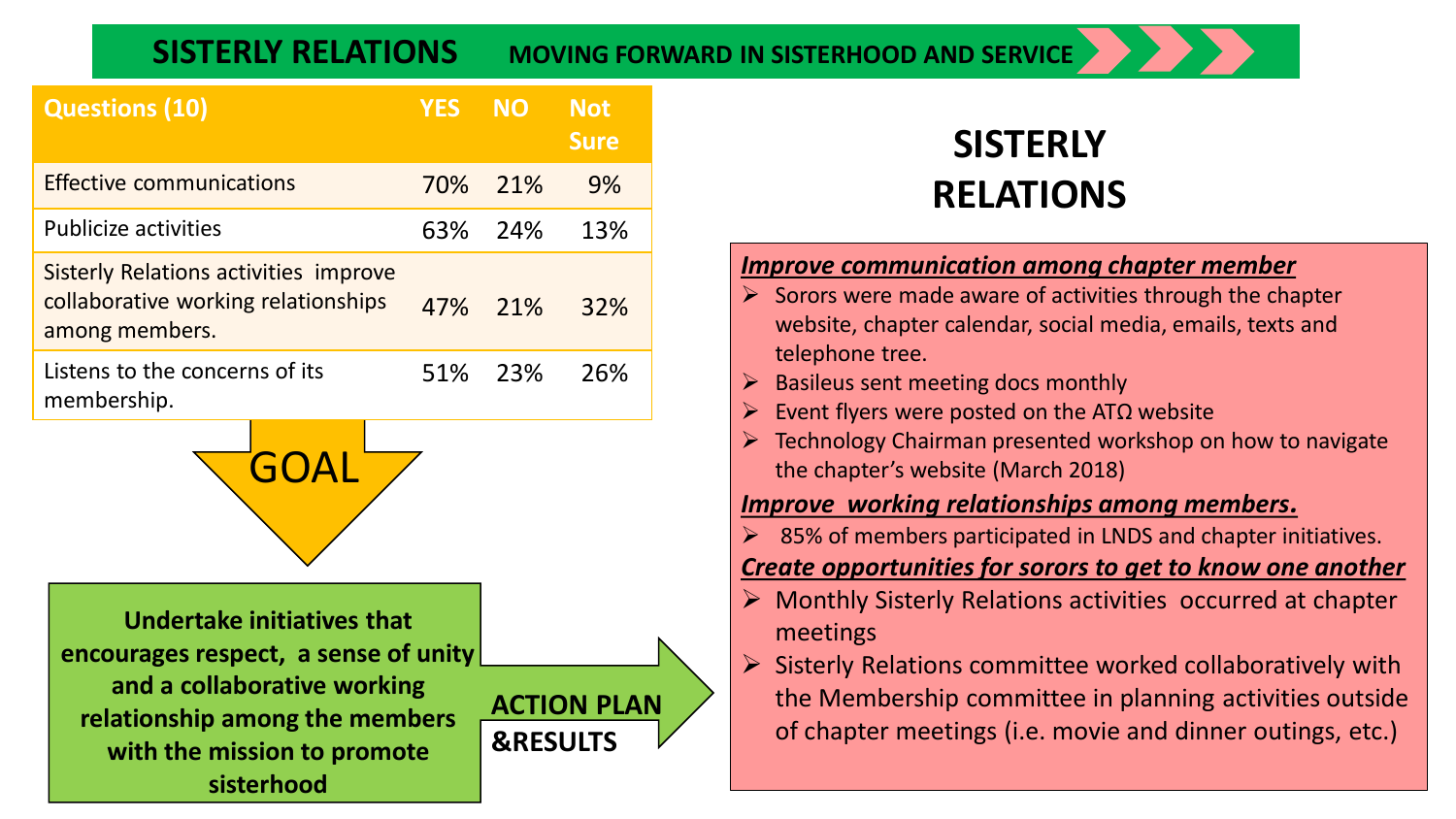# SISTERLY RELATIONS

**MOVING FORWARD IN SISTERHOOD AND SERVICE**

| Questions (10) | YES | NO | Not Sure |
| --- | --- | --- | --- |
| Effective communications | 70% | 21% | 9% |
| Publicize activities | 63% | 24% | 13% |
| Sisterly Relations activities improve collaborative working relationships among members. | 47% | 21% | 32% |
| Listens to the concerns of its membership. | 51% | 23% | 26% |

**GOAL**

**Undertake initiatives that encourages respect, a sense of unity and a collaborative working relationship among the members with the mission to promote sisterhood**

**ACTION PLAN &RESULTS**

## SISTERLY RELATIONS

***Improve communication among chapter member***

- Sorors were made aware of activities through the chapter website, chapter calendar, social media, emails, texts and telephone tree.
- Basileus sent meeting docs monthly
- Event flyers were posted on the ATΩ website
- Technology Chairman presented workshop on how to navigate the chapter's website (March 2018)

***Improve working relationships among members.***

- 85% of members participated in LNDS and chapter initiatives.

***Create opportunities for sorors to get to know one another***

- Monthly Sisterly Relations activities occurred at chapter meetings
- Sisterly Relations committee worked collaboratively with the Membership committee in planning activities outside of chapter meetings (i.e. movie and dinner outings, etc.)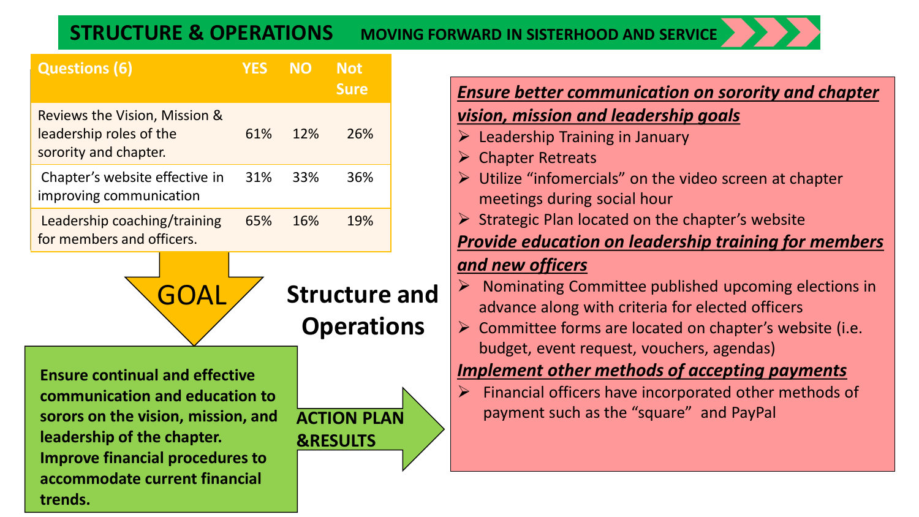# STRUCTURE & OPERATIONS

**MOVING FORWARD IN SISTERHOOD AND SERVICE**

| Questions (6) | YES | NO | Not Sure |
|---|---|---|---|
| Reviews the Vision, Mission & leadership roles of the sorority and chapter. | 61% | 12% | 26% |
| Chapter's website effective in improving communication | 31% | 33% | 36% |
| Leadership coaching/training for members and officers. | 65% | 16% | 19% |

## GOAL

**Ensure continual and effective communication and education to sorors on the vision, mission, and leadership of the chapter. Improve financial procedures to accommodate current financial trends.**

## Structure and Operations

**ACTION PLAN &RESULTS**

***Ensure better communication on sorority and chapter vision, mission and leadership goals***

- Leadership Training in January
- Chapter Retreats
- Utilize "infomercials" on the video screen at chapter meetings during social hour
- Strategic Plan located on the chapter's website

***Provide education on leadership training for members and new officers***

- Nominating Committee published upcoming elections in advance along with criteria for elected officers
- Committee forms are located on chapter's website (i.e. budget, event request, vouchers, agendas)

***Implement other methods of accepting payments***

- Financial officers have incorporated other methods of payment such as the "square" and PayPal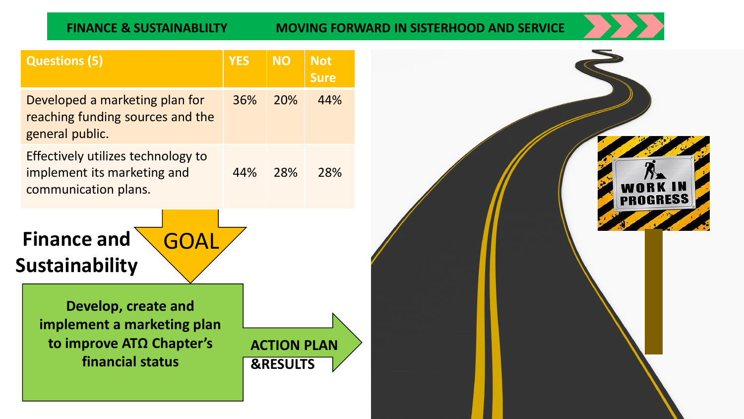**FINANCE & SUSTAINABLILTY** **MOVING FORWARD IN SISTERHOOD AND SERVICE**

| Questions (5) | YES | NO | Not Sure |
| --- | --- | --- | --- |
| Developed a marketing plan for reaching funding sources and the general public. | 36% | 20% | 44% |
| Effectively utilizes technology to implement its marketing and communication plans. | 44% | 28% | 28% |

## Finance and Sustainability

GOAL

**Develop, create and implement a marketing plan to improve ATΩ Chapter's financial status**

**ACTION PLAN &RESULTS**

WORK IN PROGRESS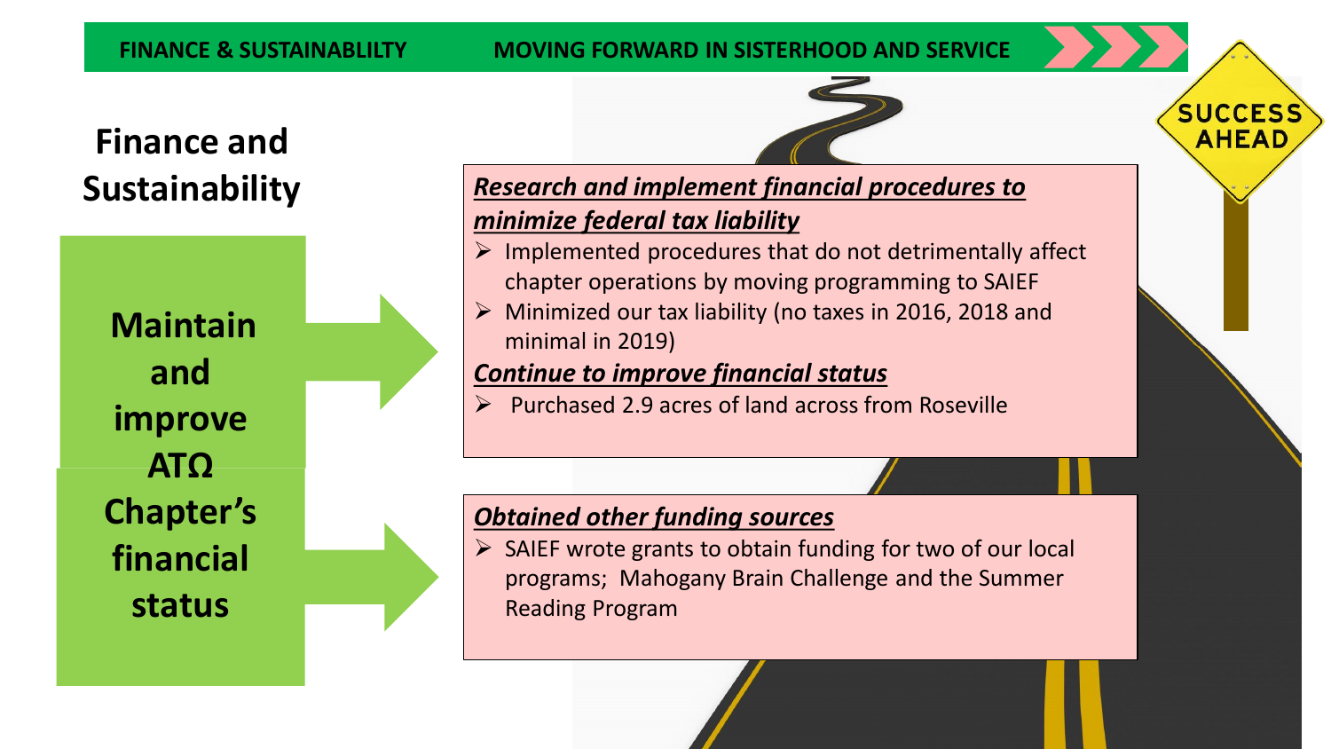FINANCE & SUSTAINABLILTY — MOVING FORWARD IN SISTERHOOD AND SERVICE

# Finance and Sustainability

**Maintain and improve ATΩ Chapter's financial status**

***Research and implement financial procedures to minimize federal tax liability***

- Implemented procedures that do not detrimentally affect chapter operations by moving programming to SAIEF
- Minimized our tax liability (no taxes in 2016, 2018 and minimal in 2019)

***Continue to improve financial status***

- Purchased 2.9 acres of land across from Roseville

***Obtained other funding sources***

- SAIEF wrote grants to obtain funding for two of our local programs; Mahogany Brain Challenge and the Summer Reading Program

SUCCESS AHEAD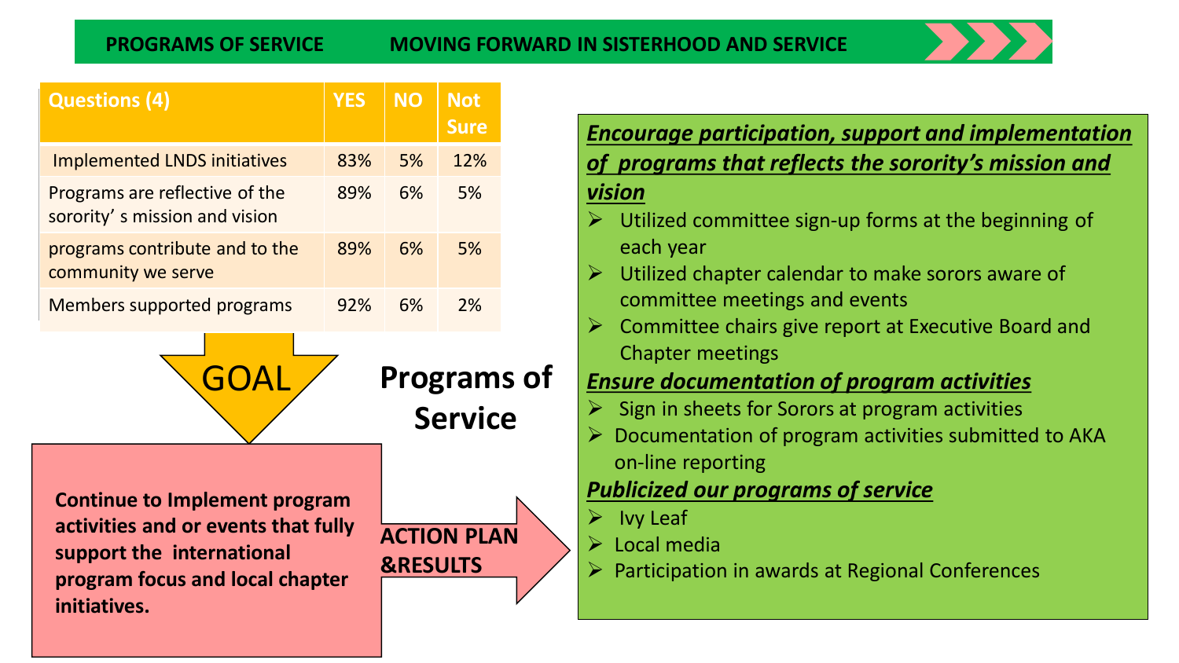## PROGRAMS OF SERVICE — MOVING FORWARD IN SISTERHOOD AND SERVICE

| Questions (4) | YES | NO | Not Sure |
|---|---|---|---|
| Implemented LNDS initiatives | 83% | 5% | 12% |
| Programs are reflective of the sorority' s mission and vision | 89% | 6% | 5% |
| programs contribute and to the community we serve | 89% | 6% | 5% |
| Members supported programs | 92% | 6% | 2% |

## Programs of Service

**GOAL**

**Continue to Implement program activities and or events that fully support the international program focus and local chapter initiatives.**

**ACTION PLAN &RESULTS**

***Encourage participation, support and implementation of programs that reflects the sorority's mission and vision***

- Utilized committee sign-up forms at the beginning of each year
- Utilized chapter calendar to make sorors aware of committee meetings and events
- Committee chairs give report at Executive Board and Chapter meetings

***Ensure documentation of program activities***

- Sign in sheets for Sorors at program activities
- Documentation of program activities submitted to AKA on-line reporting

***Publicized our programs of service***

- Ivy Leaf
- Local media
- Participation in awards at Regional Conferences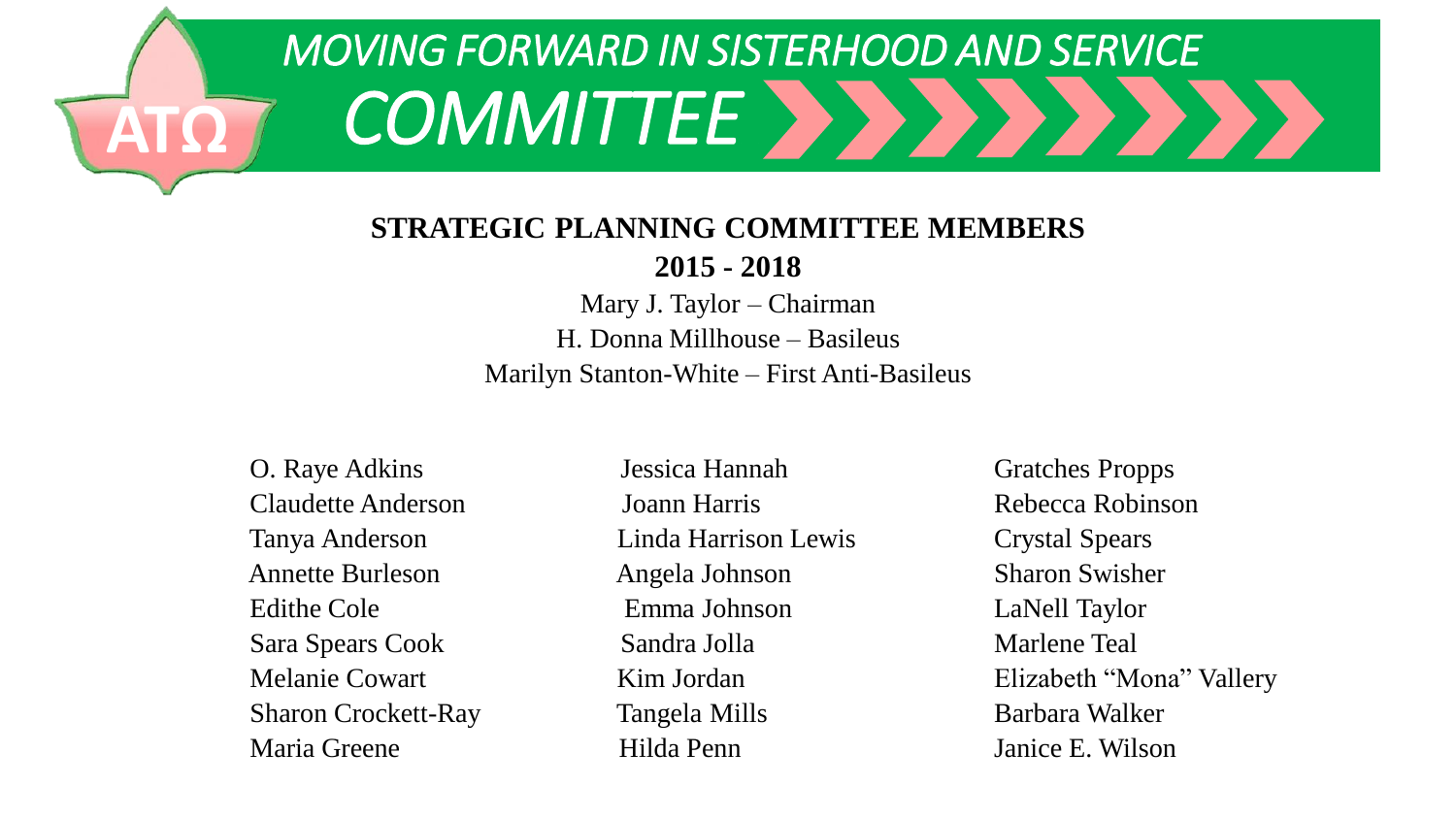# MOVING FORWARD IN SISTERHOOD AND SERVICE COMMITTEE

ΑΤΩ

**STRATEGIC PLANNING COMMITTEE MEMBERS**

**2015 - 2018**

Mary J. Taylor – Chairman
H. Donna Millhouse – Basileus
Marilyn Stanton-White – First Anti-Basileus

O. Raye Adkins
Claudette Anderson
Tanya Anderson
Annette Burleson
Edithe Cole
Sara Spears Cook
Melanie Cowart
Sharon Crockett-Ray
Maria Greene

Jessica Hannah
Joann Harris
Linda Harrison Lewis
Angela Johnson
Emma Johnson
Sandra Jolla
Kim Jordan
Tangela Mills
Hilda Penn

Gratches Propps
Rebecca Robinson
Crystal Spears
Sharon Swisher
LaNell Taylor
Marlene Teal
Elizabeth "Mona" Vallery
Barbara Walker
Janice E. Wilson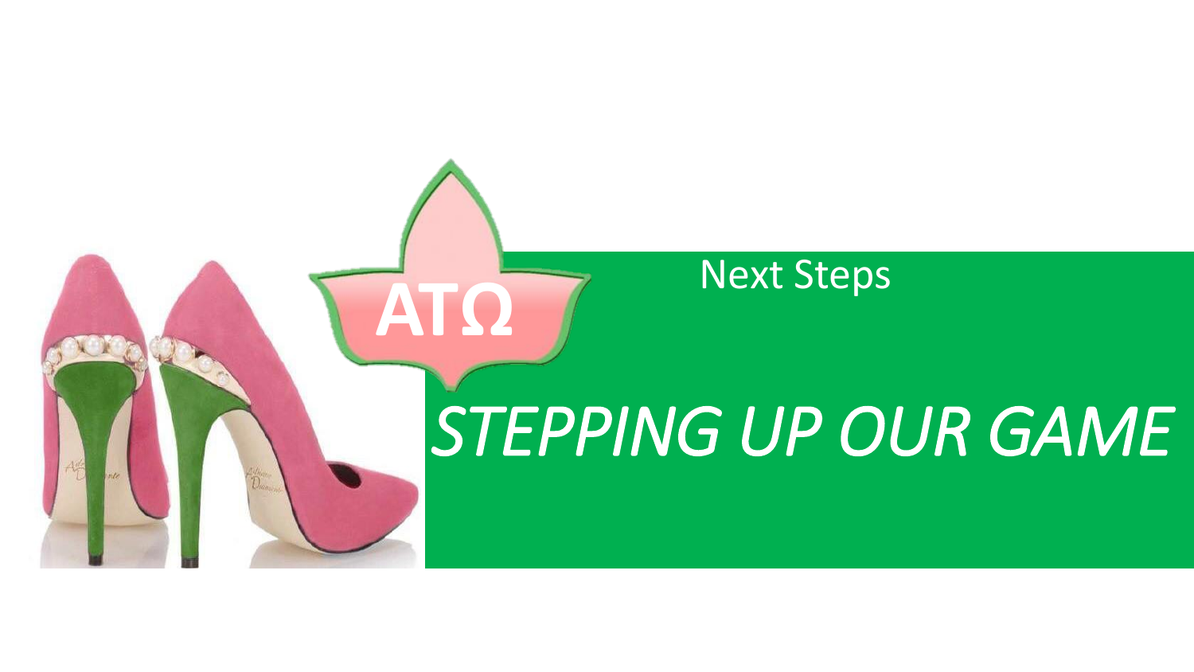ATΩ

Next Steps

*STEPPING UP OUR GAME*